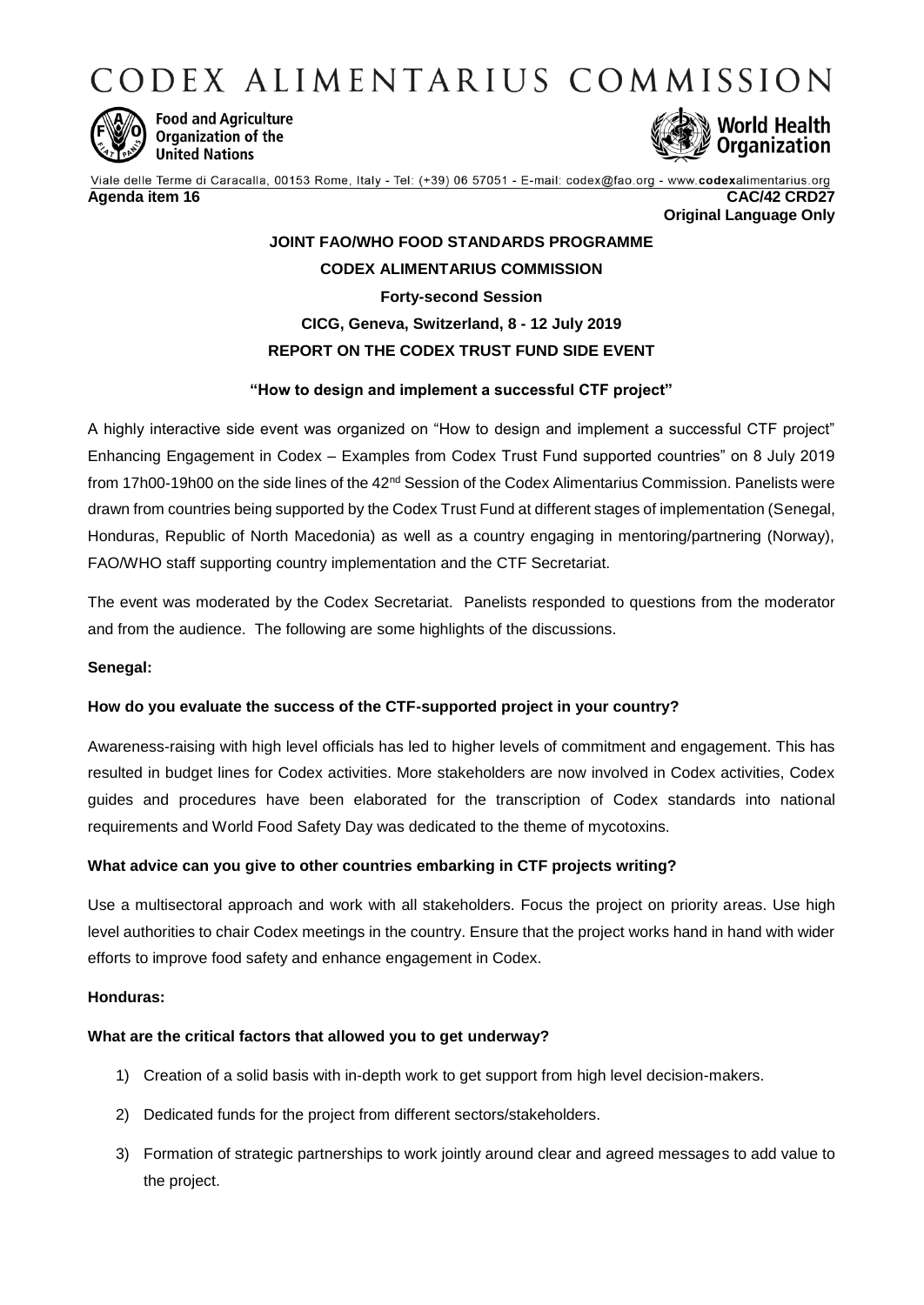# CODEX ALIMENTARIUS COMMISSION

Food and Agriculture Organization of the United Nations

World Health Organization

Viale delle Terme di Caracalla, 00153 Rome, Italy - Tel: (+39) 06 57051 - E-mail: codex@fao.org - www.codexalimentarius.org

**Agenda item 16** **CAC/42 CRD27**

**Original Language Only**

**JOINT FAO/WHO FOOD STANDARDS PROGRAMME**

**CODEX ALIMENTARIUS COMMISSION**

**Forty-second Session**

**CICG, Geneva, Switzerland, 8 - 12 July 2019**

**REPORT ON THE CODEX TRUST FUND SIDE EVENT**

**"How to design and implement a successful CTF project"**

A highly interactive side event was organized on "How to design and implement a successful CTF project" Enhancing Engagement in Codex – Examples from Codex Trust Fund supported countries" on 8 July 2019 from 17h00-19h00 on the side lines of the 42nd Session of the Codex Alimentarius Commission. Panelists were drawn from countries being supported by the Codex Trust Fund at different stages of implementation (Senegal, Honduras, Republic of North Macedonia) as well as a country engaging in mentoring/partnering (Norway), FAO/WHO staff supporting country implementation and the CTF Secretariat.

The event was moderated by the Codex Secretariat. Panelists responded to questions from the moderator and from the audience. The following are some highlights of the discussions.

**Senegal:**

**How do you evaluate the success of the CTF-supported project in your country?**

Awareness-raising with high level officials has led to higher levels of commitment and engagement. This has resulted in budget lines for Codex activities. More stakeholders are now involved in Codex activities, Codex guides and procedures have been elaborated for the transcription of Codex standards into national requirements and World Food Safety Day was dedicated to the theme of mycotoxins.

**What advice can you give to other countries embarking in CTF projects writing?**

Use a multisectoral approach and work with all stakeholders. Focus the project on priority areas. Use high level authorities to chair Codex meetings in the country. Ensure that the project works hand in hand with wider efforts to improve food safety and enhance engagement in Codex.

**Honduras:**

**What are the critical factors that allowed you to get underway?**

1) Creation of a solid basis with in-depth work to get support from high level decision-makers.
2) Dedicated funds for the project from different sectors/stakeholders.
3) Formation of strategic partnerships to work jointly around clear and agreed messages to add value to the project.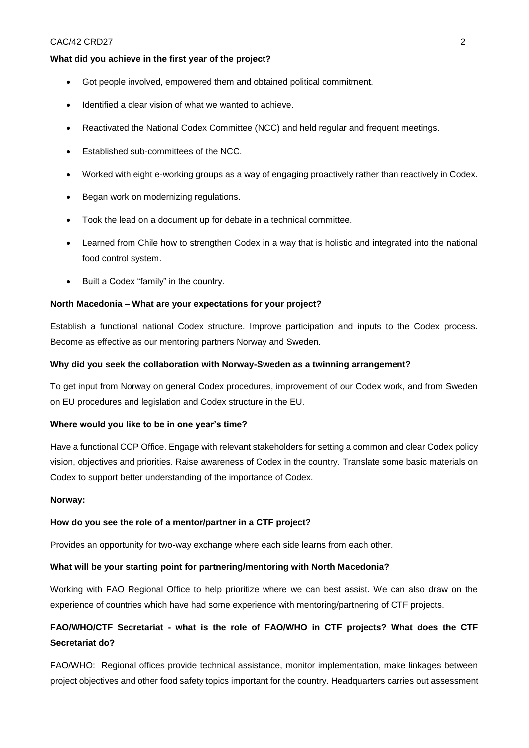**What did you achieve in the first year of the project?**

- Got people involved, empowered them and obtained political commitment.
- Identified a clear vision of what we wanted to achieve.
- Reactivated the National Codex Committee (NCC) and held regular and frequent meetings.
- Established sub-committees of the NCC.
- Worked with eight e-working groups as a way of engaging proactively rather than reactively in Codex.
- Began work on modernizing regulations.
- Took the lead on a document up for debate in a technical committee.
- Learned from Chile how to strengthen Codex in a way that is holistic and integrated into the national food control system.
- Built a Codex "family" in the country.

**North Macedonia – What are your expectations for your project?**

Establish a functional national Codex structure. Improve participation and inputs to the Codex process. Become as effective as our mentoring partners Norway and Sweden.

**Why did you seek the collaboration with Norway-Sweden as a twinning arrangement?**

To get input from Norway on general Codex procedures, improvement of our Codex work, and from Sweden on EU procedures and legislation and Codex structure in the EU.

**Where would you like to be in one year's time?**

Have a functional CCP Office. Engage with relevant stakeholders for setting a common and clear Codex policy vision, objectives and priorities. Raise awareness of Codex in the country. Translate some basic materials on Codex to support better understanding of the importance of Codex.

**Norway:**

**How do you see the role of a mentor/partner in a CTF project?**

Provides an opportunity for two-way exchange where each side learns from each other.

**What will be your starting point for partnering/mentoring with North Macedonia?**

Working with FAO Regional Office to help prioritize where we can best assist. We can also draw on the experience of countries which have had some experience with mentoring/partnering of CTF projects.

**FAO/WHO/CTF Secretariat - what is the role of FAO/WHO in CTF projects? What does the CTF Secretariat do?**

FAO/WHO: Regional offices provide technical assistance, monitor implementation, make linkages between project objectives and other food safety topics important for the country. Headquarters carries out assessment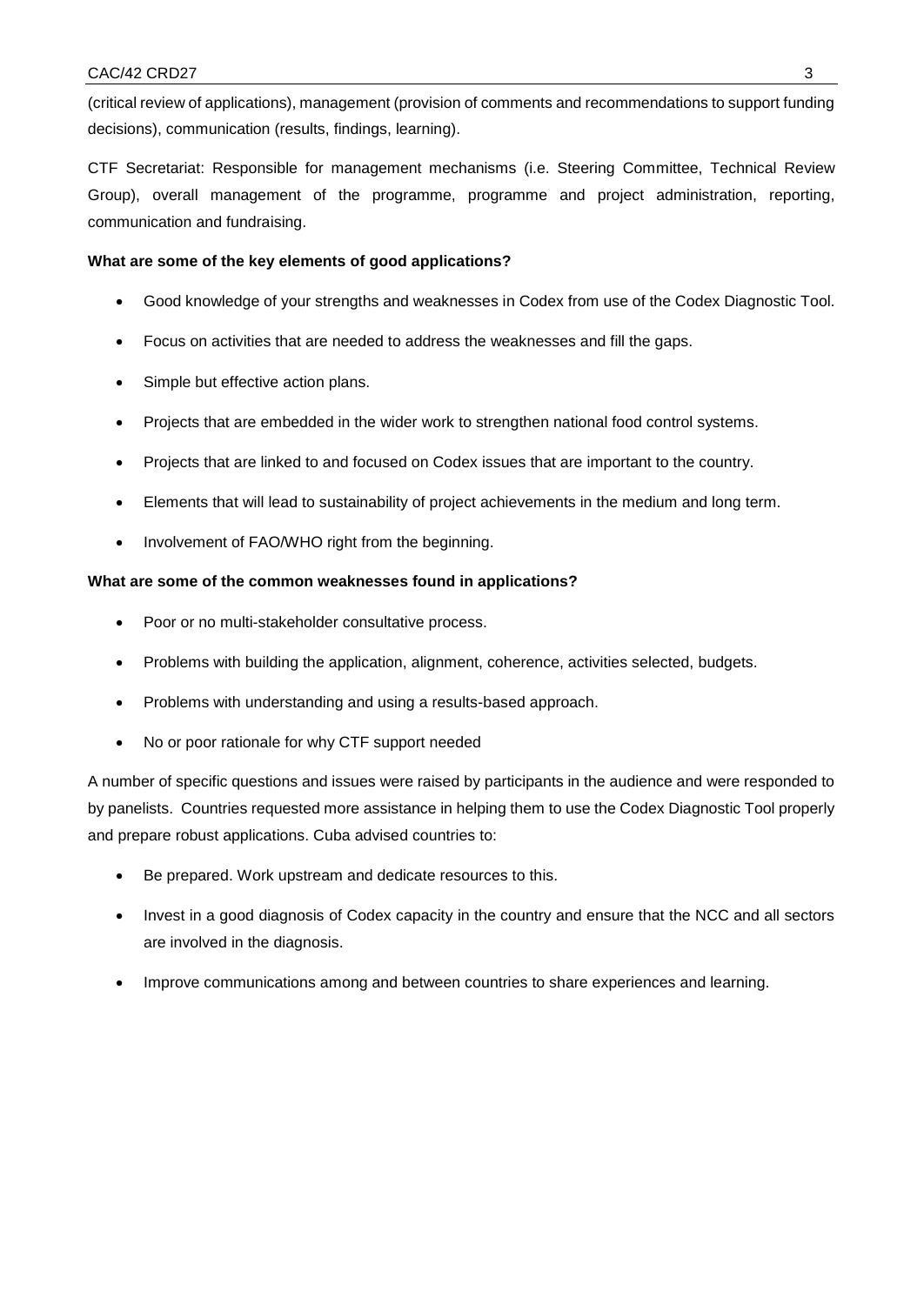(critical review of applications), management (provision of comments and recommendations to support funding decisions), communication (results, findings, learning).

CTF Secretariat: Responsible for management mechanisms (i.e. Steering Committee, Technical Review Group), overall management of the programme, programme and project administration, reporting, communication and fundraising.

**What are some of the key elements of good applications?**

- Good knowledge of your strengths and weaknesses in Codex from use of the Codex Diagnostic Tool.
- Focus on activities that are needed to address the weaknesses and fill the gaps.
- Simple but effective action plans.
- Projects that are embedded in the wider work to strengthen national food control systems.
- Projects that are linked to and focused on Codex issues that are important to the country.
- Elements that will lead to sustainability of project achievements in the medium and long term.
- Involvement of FAO/WHO right from the beginning.

**What are some of the common weaknesses found in applications?**

- Poor or no multi-stakeholder consultative process.
- Problems with building the application, alignment, coherence, activities selected, budgets.
- Problems with understanding and using a results-based approach.
- No or poor rationale for why CTF support needed

A number of specific questions and issues were raised by participants in the audience and were responded to by panelists. Countries requested more assistance in helping them to use the Codex Diagnostic Tool properly and prepare robust applications. Cuba advised countries to:

- Be prepared. Work upstream and dedicate resources to this.
- Invest in a good diagnosis of Codex capacity in the country and ensure that the NCC and all sectors are involved in the diagnosis.
- Improve communications among and between countries to share experiences and learning.